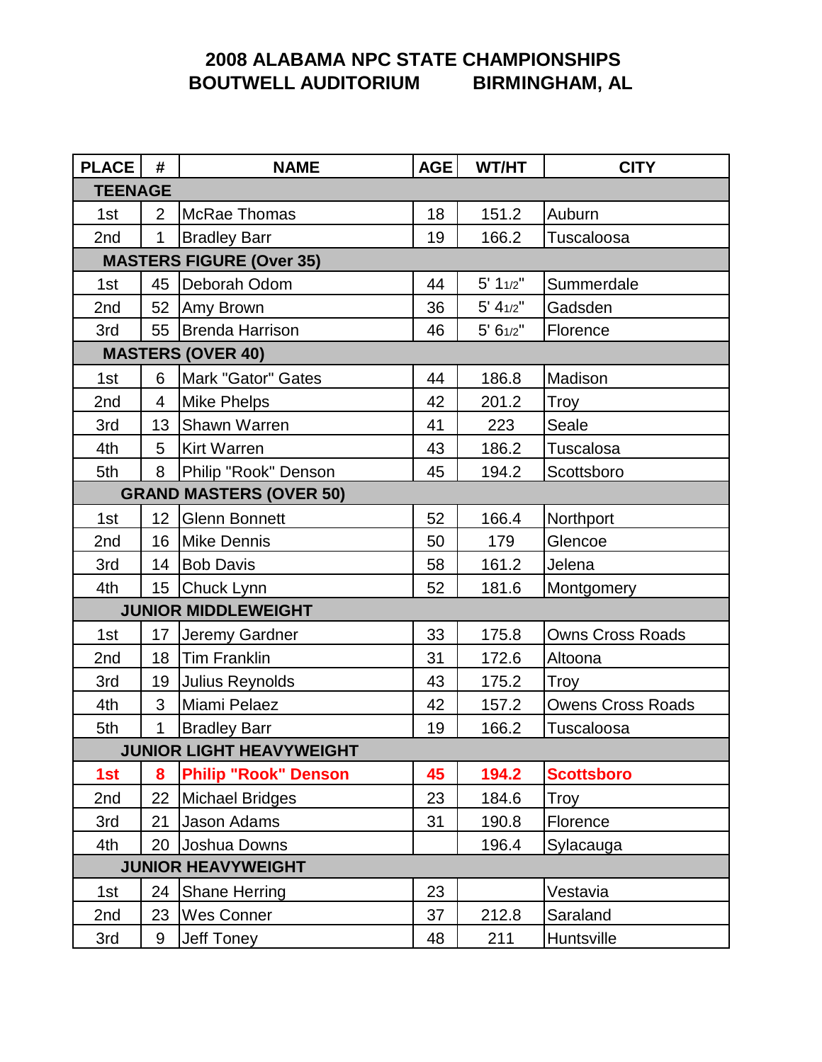# 2008 ALABAMA NPC STATE CHAMPIONSHIPS
## BOUTWELL AUDITORIUM BIRMINGHAM, AL

| PLACE | # | NAME | AGE | WT/HT | CITY |
|---|---|---|---|---|---|
| **TEENAGE** | | | | | |
| 1st | 2 | McRae Thomas | 18 | 151.2 | Auburn |
| 2nd | 1 | Bradley Barr | 19 | 166.2 | Tuscaloosa |
| **MASTERS FIGURE (Over 35)** | | | | | |
| 1st | 45 | Deborah Odom | 44 | 5' 1 1/2" | Summerdale |
| 2nd | 52 | Amy Brown | 36 | 5' 4 1/2" | Gadsden |
| 3rd | 55 | Brenda Harrison | 46 | 5' 6 1/2" | Florence |
| **MASTERS (OVER 40)** | | | | | |
| 1st | 6 | Mark "Gator" Gates | 44 | 186.8 | Madison |
| 2nd | 4 | Mike Phelps | 42 | 201.2 | Troy |
| 3rd | 13 | Shawn Warren | 41 | 223 | Seale |
| 4th | 5 | Kirt Warren | 43 | 186.2 | Tuscalosa |
| 5th | 8 | Philip "Rook" Denson | 45 | 194.2 | Scottsboro |
| **GRAND MASTERS (OVER 50)** | | | | | |
| 1st | 12 | Glenn Bonnett | 52 | 166.4 | Northport |
| 2nd | 16 | Mike Dennis | 50 | 179 | Glencoe |
| 3rd | 14 | Bob Davis | 58 | 161.2 | Jelena |
| 4th | 15 | Chuck Lynn | 52 | 181.6 | Montgomery |
| **JUNIOR MIDDLEWEIGHT** | | | | | |
| 1st | 17 | Jeremy Gardner | 33 | 175.8 | Owns Cross Roads |
| 2nd | 18 | Tim Franklin | 31 | 172.6 | Altoona |
| 3rd | 19 | Julius Reynolds | 43 | 175.2 | Troy |
| 4th | 3 | Miami Pelaez | 42 | 157.2 | Owens Cross Roads |
| 5th | 1 | Bradley Barr | 19 | 166.2 | Tuscaloosa |
| **JUNIOR LIGHT HEAVYWEIGHT** | | | | | |
| **1st** | **8** | **Philip "Rook" Denson** | **45** | **194.2** | **Scottsboro** |
| 2nd | 22 | Michael Bridges | 23 | 184.6 | Troy |
| 3rd | 21 | Jason Adams | 31 | 190.8 | Florence |
| 4th | 20 | Joshua Downs | | 196.4 | Sylacauga |
| **JUNIOR HEAVYWEIGHT** | | | | | |
| 1st | 24 | Shane Herring | 23 | | Vestavia |
| 2nd | 23 | Wes Conner | 37 | 212.8 | Saraland |
| 3rd | 9 | Jeff Toney | 48 | 211 | Huntsville |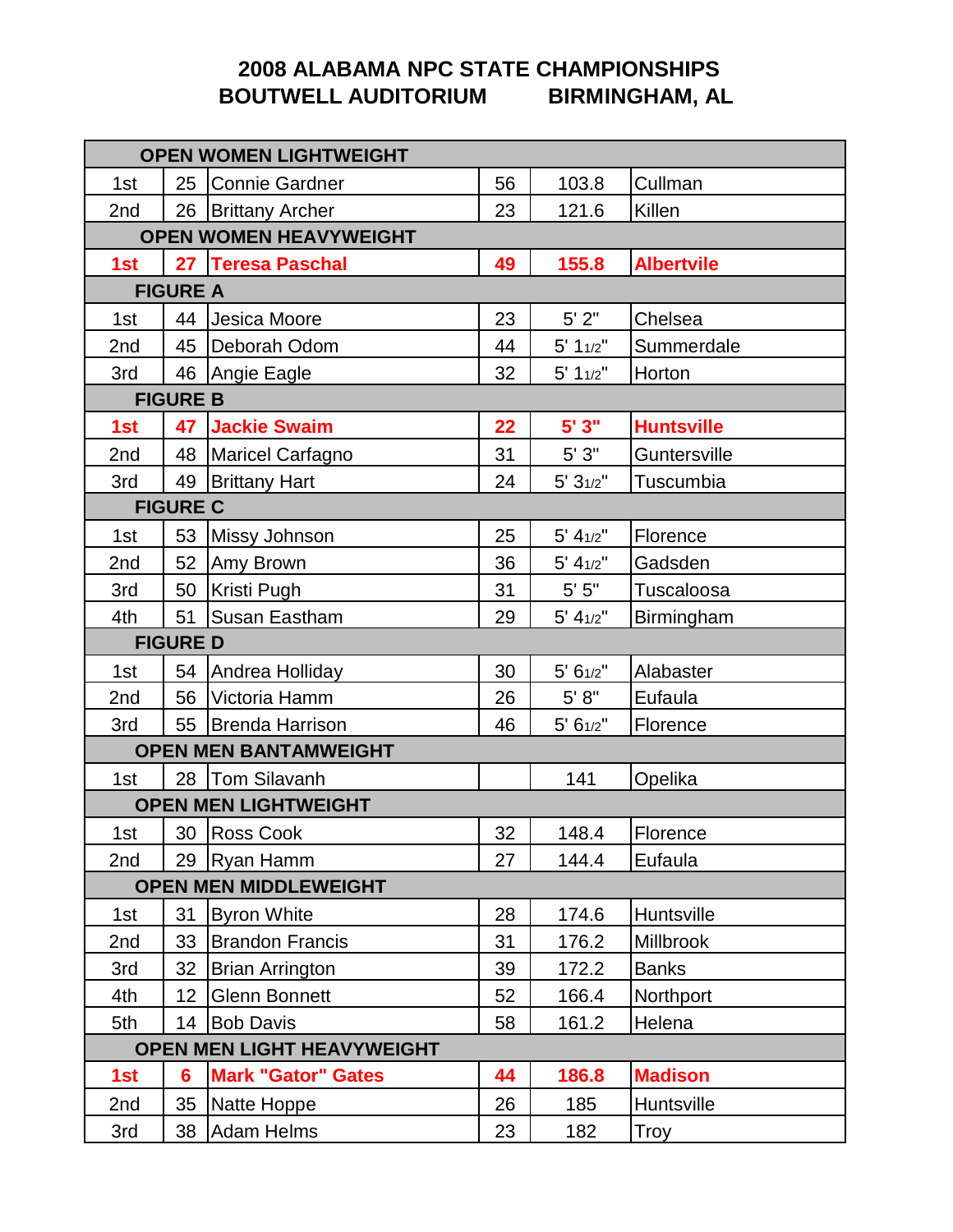## 2008 ALABAMA NPC STATE CHAMPIONSHIPS
## BOUTWELL AUDITORIUM BIRMINGHAM, AL

| | | | | | |
|---|---|---|---|---|---|
| **OPEN WOMEN LIGHTWEIGHT** | | | | | |
| 1st | 25 | Connie Gardner | 56 | 103.8 | Cullman |
| 2nd | 26 | Brittany Archer | 23 | 121.6 | Killen |
| **OPEN WOMEN HEAVYWEIGHT** | | | | | |
| **1st** | **27** | **Teresa Paschal** | **49** | **155.8** | **Albertvile** |
| **FIGURE A** | | | | | |
| 1st | 44 | Jesica Moore | 23 | 5' 2" | Chelsea |
| 2nd | 45 | Deborah Odom | 44 | 5' 1 1/2" | Summerdale |
| 3rd | 46 | Angie Eagle | 32 | 5' 1 1/2" | Horton |
| **FIGURE B** | | | | | |
| **1st** | **47** | **Jackie Swaim** | **22** | **5' 3"** | **Huntsville** |
| 2nd | 48 | Maricel Carfagno | 31 | 5' 3" | Guntersville |
| 3rd | 49 | Brittany Hart | 24 | 5' 3 1/2" | Tuscumbia |
| **FIGURE C** | | | | | |
| 1st | 53 | Missy Johnson | 25 | 5' 4 1/2" | Florence |
| 2nd | 52 | Amy Brown | 36 | 5' 4 1/2" | Gadsden |
| 3rd | 50 | Kristi Pugh | 31 | 5' 5" | Tuscaloosa |
| 4th | 51 | Susan Eastham | 29 | 5' 4 1/2" | Birmingham |
| **FIGURE D** | | | | | |
| 1st | 54 | Andrea Holliday | 30 | 5' 6 1/2" | Alabaster |
| 2nd | 56 | Victoria Hamm | 26 | 5' 8" | Eufaula |
| 3rd | 55 | Brenda Harrison | 46 | 5' 6 1/2" | Florence |
| **OPEN MEN BANTAMWEIGHT** | | | | | |
| 1st | 28 | Tom Silavanh | | 141 | Opelika |
| **OPEN MEN LIGHTWEIGHT** | | | | | |
| 1st | 30 | Ross Cook | 32 | 148.4 | Florence |
| 2nd | 29 | Ryan Hamm | 27 | 144.4 | Eufaula |
| **OPEN MEN MIDDLEWEIGHT** | | | | | |
| 1st | 31 | Byron White | 28 | 174.6 | Huntsville |
| 2nd | 33 | Brandon Francis | 31 | 176.2 | Millbrook |
| 3rd | 32 | Brian Arrington | 39 | 172.2 | Banks |
| 4th | 12 | Glenn Bonnett | 52 | 166.4 | Northport |
| 5th | 14 | Bob Davis | 58 | 161.2 | Helena |
| **OPEN MEN LIGHT HEAVYWEIGHT** | | | | | |
| **1st** | **6** | **Mark "Gator" Gates** | **44** | **186.8** | **Madison** |
| 2nd | 35 | Natte Hoppe | 26 | 185 | Huntsville |
| 3rd | 38 | Adam Helms | 23 | 182 | Troy |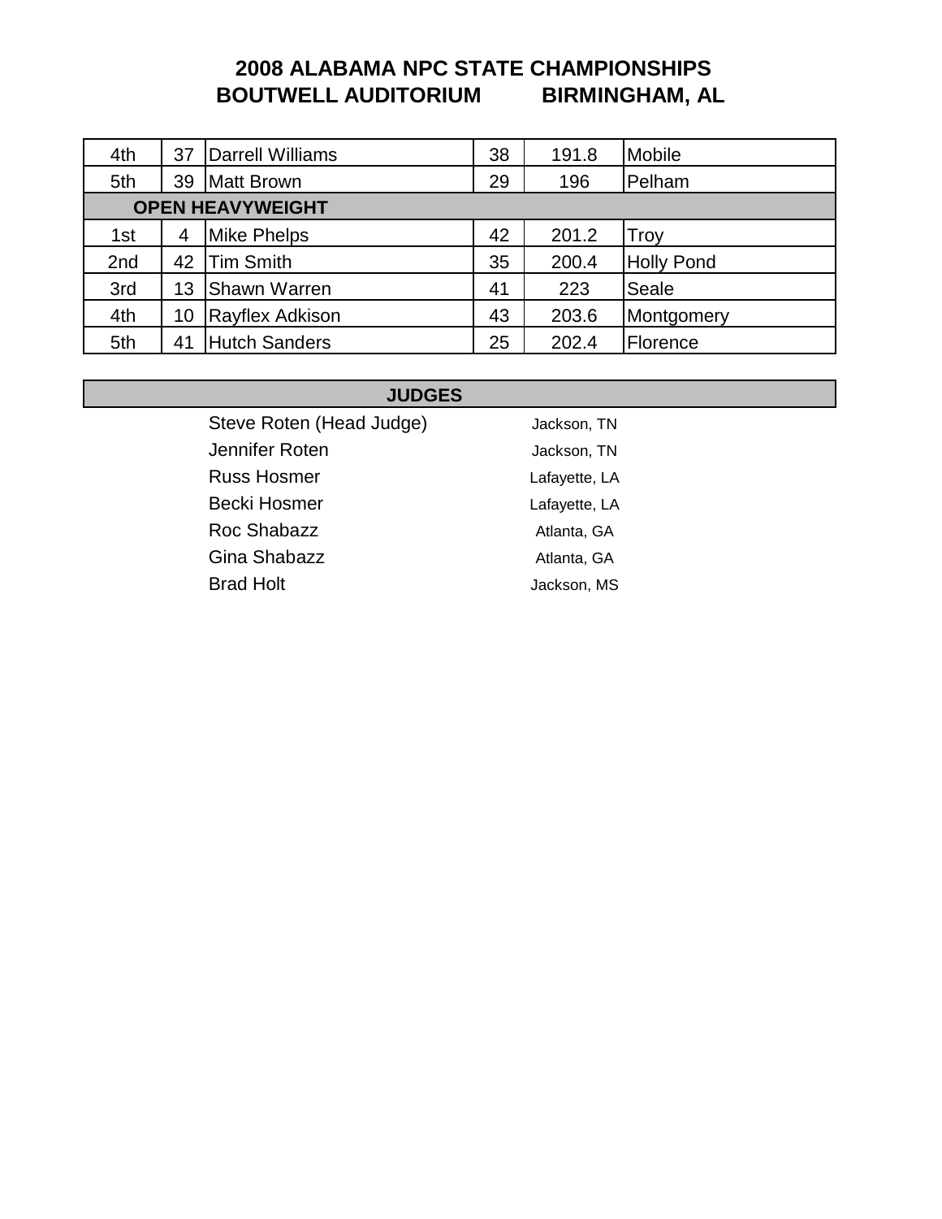# 2008 ALABAMA NPC STATE CHAMPIONSHIPS
## BOUTWELL AUDITORIUM BIRMINGHAM, AL

| | | | | | |
|---|---|---|---|---|---|
| 4th | 37 | Darrell Williams | 38 | 191.8 | Mobile |
| 5th | 39 | Matt Brown | 29 | 196 | Pelham |
| **OPEN HEAVYWEIGHT** | | | | | |
| 1st | 4 | Mike Phelps | 42 | 201.2 | Troy |
| 2nd | 42 | Tim Smith | 35 | 200.4 | Holly Pond |
| 3rd | 13 | Shawn Warren | 41 | 223 | Seale |
| 4th | 10 | Rayflex Adkison | 43 | 203.6 | Montgomery |
| 5th | 41 | Hutch Sanders | 25 | 202.4 | Florence |

| **JUDGES** | |
|---|---|
| Steve Roten (Head Judge) | Jackson, TN |
| Jennifer Roten | Jackson, TN |
| Russ Hosmer | Lafayette, LA |
| Becki Hosmer | Lafayette, LA |
| Roc Shabazz | Atlanta, GA |
| Gina Shabazz | Atlanta, GA |
| Brad Holt | Jackson, MS |